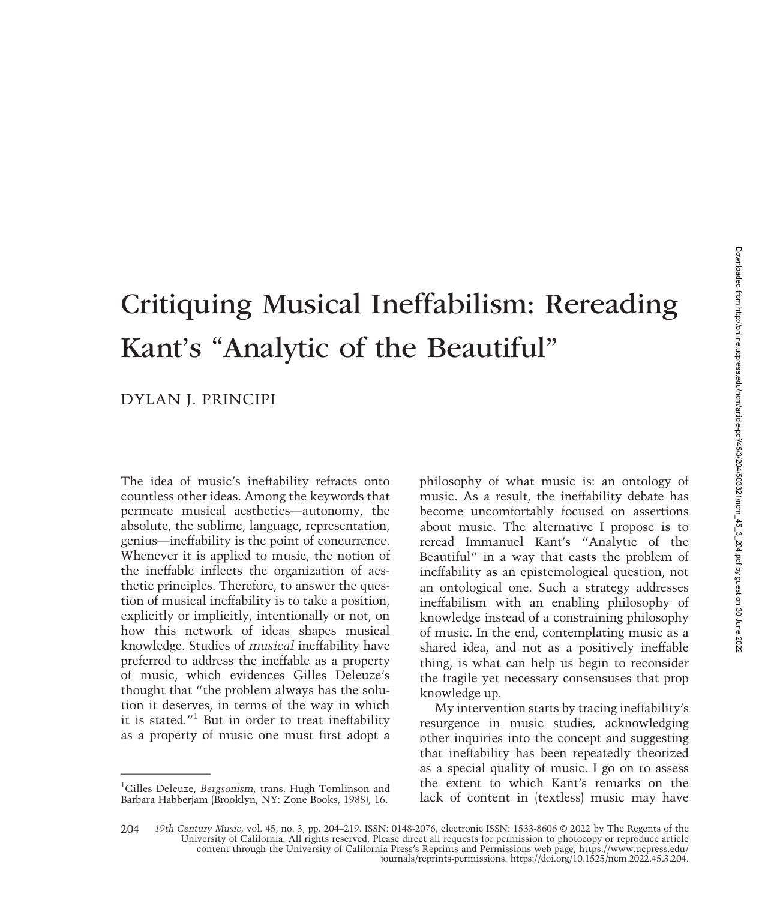# Critiquing Musical Ineffabilism: Rereading Kant's "Analytic of the Beautiful"

DYLAN J. PRINCIPI

The idea of music's ineffability refracts onto countless other ideas. Among the keywords that permeate musical aesthetics—autonomy, the absolute, the sublime, language, representation, genius—ineffability is the point of concurrence. Whenever it is applied to music, the notion of the ineffable inflects the organization of aesthetic principles. Therefore, to answer the question of musical ineffability is to take a position, explicitly or implicitly, intentionally or not, on how this network of ideas shapes musical knowledge. Studies of *musical* ineffability have preferred to address the ineffable as a property of music, which evidences Gilles Deleuze's thought that "the problem always has the solution it deserves, in terms of the way in which it is stated."[1] But in order to treat ineffability as a property of music one must first adopt a philosophy of what music is: an ontology of music. As a result, the ineffability debate has become uncomfortably focused on assertions about music. The alternative I propose is to reread Immanuel Kant's "Analytic of the Beautiful" in a way that casts the problem of ineffability as an epistemological question, not an ontological one. Such a strategy addresses ineffabilism with an enabling philosophy of knowledge instead of a constraining philosophy of music. In the end, contemplating music as a shared idea, and not as a positively ineffable thing, is what can help us begin to reconsider the fragile yet necessary consensuses that prop knowledge up.

My intervention starts by tracing ineffability's resurgence in music studies, acknowledging other inquiries into the concept and suggesting that ineffability has been repeatedly theorized as a special quality of music. I go on to assess the extent to which Kant's remarks on the lack of content in (textless) music may have

[1] Gilles Deleuze, *Bergsonism*, trans. Hugh Tomlinson and Barbara Habberjam (Brooklyn, NY: Zone Books, 1988), 16.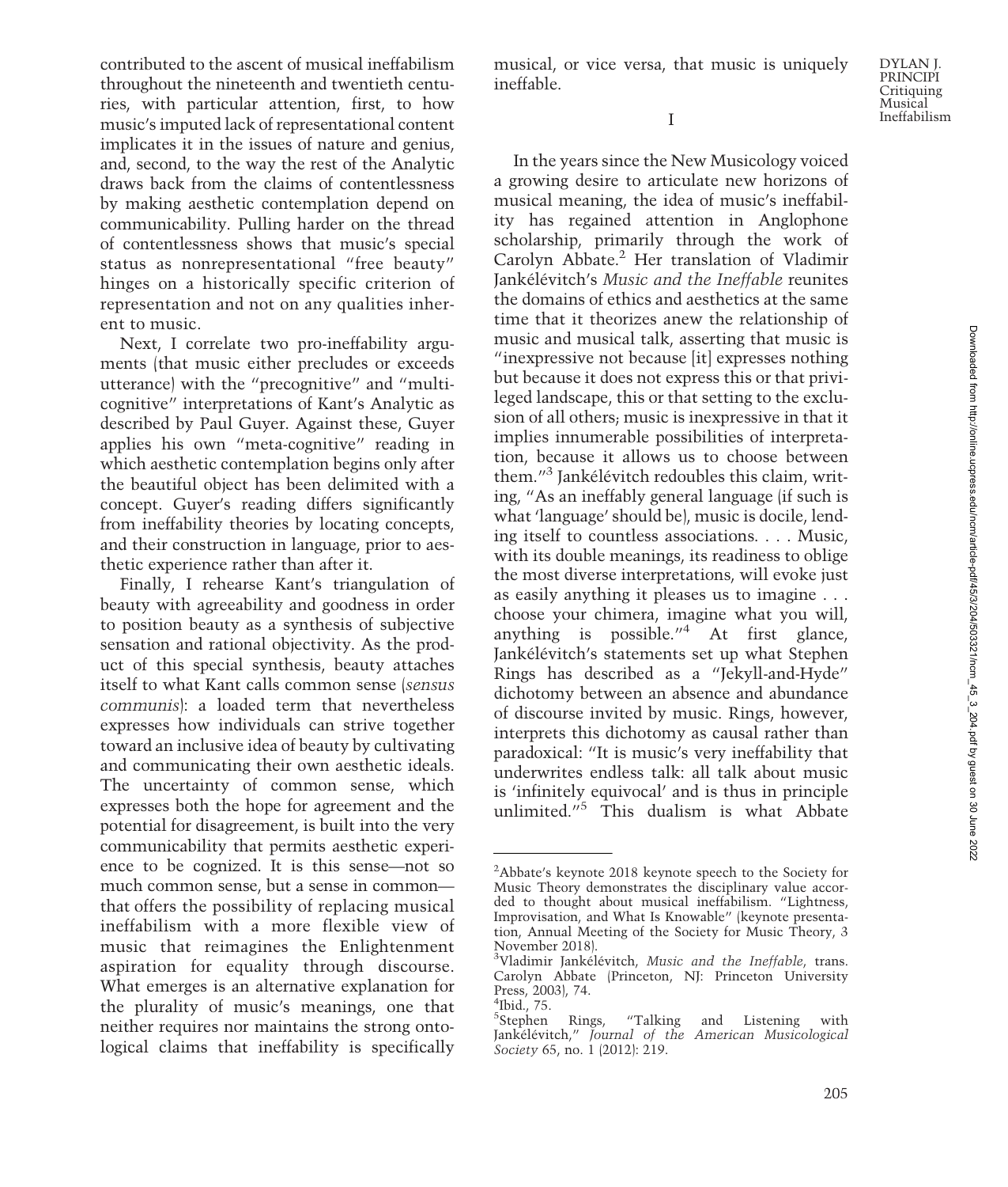contributed to the ascent of musical ineffabilism throughout the nineteenth and twentieth centuries, with particular attention, first, to how music's imputed lack of representational content implicates it in the issues of nature and genius, and, second, to the way the rest of the Analytic draws back from the claims of contentlessness by making aesthetic contemplation depend on communicability. Pulling harder on the thread of contentlessness shows that music's special status as nonrepresentational "free beauty" hinges on a historically specific criterion of representation and not on any qualities inherent to music.

Next, I correlate two pro-ineffability arguments (that music either precludes or exceeds utterance) with the "precognitive" and "multicognitive" interpretations of Kant's Analytic as described by Paul Guyer. Against these, Guyer applies his own "meta-cognitive" reading in which aesthetic contemplation begins only after the beautiful object has been delimited with a concept. Guyer's reading differs significantly from ineffability theories by locating concepts, and their construction in language, prior to aesthetic experience rather than after it.

Finally, I rehearse Kant's triangulation of beauty with agreeability and goodness in order to position beauty as a synthesis of subjective sensation and rational objectivity. As the product of this special synthesis, beauty attaches itself to what Kant calls common sense (*sensus communis*): a loaded term that nevertheless expresses how individuals can strive together toward an inclusive idea of beauty by cultivating and communicating their own aesthetic ideals. The uncertainty of common sense, which expresses both the hope for agreement and the potential for disagreement, is built into the very communicability that permits aesthetic experience to be cognized. It is this sense—not so much common sense, but a sense in common—that offers the possibility of replacing musical ineffabilism with a more flexible view of music that reimagines the Enlightenment aspiration for equality through discourse. What emerges is an alternative explanation for the plurality of music's meanings, one that neither requires nor maintains the strong ontological claims that ineffability is specifically musical, or vice versa, that music is uniquely ineffable.

## I

In the years since the New Musicology voiced a growing desire to articulate new horizons of musical meaning, the idea of music's ineffability has regained attention in Anglophone scholarship, primarily through the work of Carolyn Abbate.[2] Her translation of Vladimir Jankélévitch's *Music and the Ineffable* reunites the domains of ethics and aesthetics at the same time that it theorizes anew the relationship of music and musical talk, asserting that music is "inexpressive not because [it] expresses nothing but because it does not express this or that privileged landscape, this or that setting to the exclusion of all others; music is inexpressive in that it implies innumerable possibilities of interpretation, because it allows us to choose between them."[3] Jankélévitch redoubles this claim, writing, "As an ineffably general language (if such is what 'language' should be), music is docile, lending itself to countless associations. . . . Music, with its double meanings, its readiness to oblige the most diverse interpretations, will evoke just as easily anything it pleases us to imagine . . . choose your chimera, imagine what you will, anything is possible."[4] At first glance, Jankélévitch's statements set up what Stephen Rings has described as a "Jekyll-and-Hyde" dichotomy between an absence and abundance of discourse invited by music. Rings, however, interprets this dichotomy as causal rather than paradoxical: "It is music's very ineffability that underwrites endless talk: all talk about music is 'infinitely equivocal' and is thus in principle unlimited."[5] This dualism is what Abbate

---

[2] Abbate's keynote 2018 keynote speech to the Society for Music Theory demonstrates the disciplinary value accorded to thought about musical ineffabilism. "Lightness, Improvisation, and What Is Knowable" (keynote presentation, Annual Meeting of the Society for Music Theory, 3 November 2018).

[3] Vladimir Jankélévitch, *Music and the Ineffable*, trans. Carolyn Abbate (Princeton, NJ: Princeton University Press, 2003), 74.

[4] Ibid., 75.

[5] Stephen Rings, "Talking and Listening with Jankélévitch," *Journal of the American Musicological Society* 65, no. 1 (2012): 219.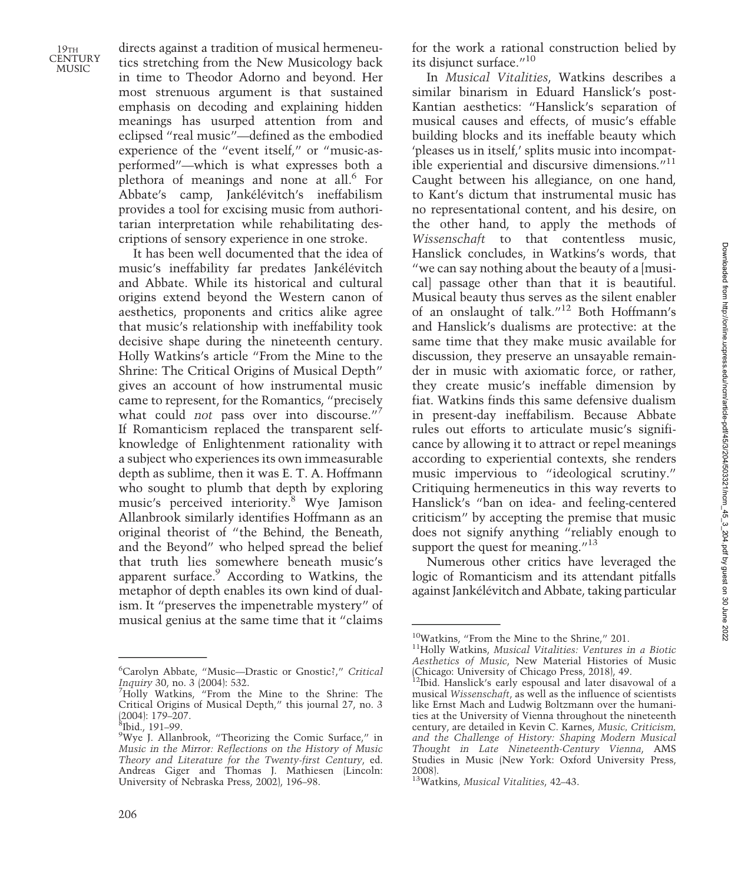directs against a tradition of musical hermeneutics stretching from the New Musicology back in time to Theodor Adorno and beyond. Her most strenuous argument is that sustained emphasis on decoding and explaining hidden meanings has usurped attention from and eclipsed "real music"—defined as the embodied experience of the "event itself," or "music-as-performed"—which is what expresses both a plethora of meanings and none at all.[6] For Abbate's camp, Jankélévitch's ineffabilism provides a tool for excising music from authoritarian interpretation while rehabilitating descriptions of sensory experience in one stroke.

It has been well documented that the idea of music's ineffability far predates Jankélévitch and Abbate. While its historical and cultural origins extend beyond the Western canon of aesthetics, proponents and critics alike agree that music's relationship with ineffability took decisive shape during the nineteenth century. Holly Watkins's article "From the Mine to the Shrine: The Critical Origins of Musical Depth" gives an account of how instrumental music came to represent, for the Romantics, "precisely what could *not* pass over into discourse."[7] If Romanticism replaced the transparent self-knowledge of Enlightenment rationality with a subject who experiences its own immeasurable depth as sublime, then it was E. T. A. Hoffmann who sought to plumb that depth by exploring music's perceived interiority.[8] Wye Jamison Allanbrook similarly identifies Hoffmann as an original theorist of "the Behind, the Beneath, and the Beyond" who helped spread the belief that truth lies somewhere beneath music's apparent surface.[9] According to Watkins, the metaphor of depth enables its own kind of dualism. It "preserves the impenetrable mystery" of musical genius at the same time that it "claims for the work a rational construction belied by its disjunct surface."[10]

In *Musical Vitalities*, Watkins describes a similar binarism in Eduard Hanslick's post-Kantian aesthetics: "Hanslick's separation of musical causes and effects, of music's effable building blocks and its ineffable beauty which 'pleases us in itself,' splits music into incompatible experiential and discursive dimensions."[11] Caught between his allegiance, on one hand, to Kant's dictum that instrumental music has no representational content, and his desire, on the other hand, to apply the methods of *Wissenschaft* to that contentless music, Hanslick concludes, in Watkins's words, that "we can say nothing about the beauty of a [musical] passage other than that it is beautiful. Musical beauty thus serves as the silent enabler of an onslaught of talk."[12] Both Hoffmann's and Hanslick's dualisms are protective: at the same time that they make music available for discussion, they preserve an unsayable remainder in music with axiomatic force, or rather, they create music's ineffable dimension by fiat. Watkins finds this same defensive dualism in present-day ineffabilism. Because Abbate rules out efforts to articulate music's significance by allowing it to attract or repel meanings according to experiential contexts, she renders music impervious to "ideological scrutiny." Critiquing hermeneutics in this way reverts to Hanslick's "ban on idea- and feeling-centered criticism" by accepting the premise that music does not signify anything "reliably enough to support the quest for meaning."[13]

Numerous other critics have leveraged the logic of Romanticism and its attendant pitfalls against Jankélévitch and Abbate, taking particular

---

[6] Carolyn Abbate, "Music—Drastic or Gnostic?," *Critical Inquiry* 30, no. 3 (2004): 532.

[7] Holly Watkins, "From the Mine to the Shrine: The Critical Origins of Musical Depth," this journal 27, no. 3 (2004): 179–207.

[8] Ibid., 191–99.

[9] Wye J. Allanbrook, "Theorizing the Comic Surface," in *Music in the Mirror: Reflections on the History of Music Theory and Literature for the Twenty-first Century*, ed. Andreas Giger and Thomas J. Mathiesen (Lincoln: University of Nebraska Press, 2002), 196–98.

[10] Watkins, "From the Mine to the Shrine," 201.

[11] Holly Watkins, *Musical Vitalities: Ventures in a Biotic Aesthetics of Music*, New Material Histories of Music (Chicago: University of Chicago Press, 2018), 49.

[12] Ibid. Hanslick's early espousal and later disavowal of a musical *Wissenschaft*, as well as the influence of scientists like Ernst Mach and Ludwig Boltzmann over the humanities at the University of Vienna throughout the nineteenth century, are detailed in Kevin C. Karnes, *Music, Criticism, and the Challenge of History: Shaping Modern Musical Thought in Late Nineteenth-Century Vienna*, AMS Studies in Music (New York: Oxford University Press, 2008).

[13] Watkins, *Musical Vitalities*, 42–43.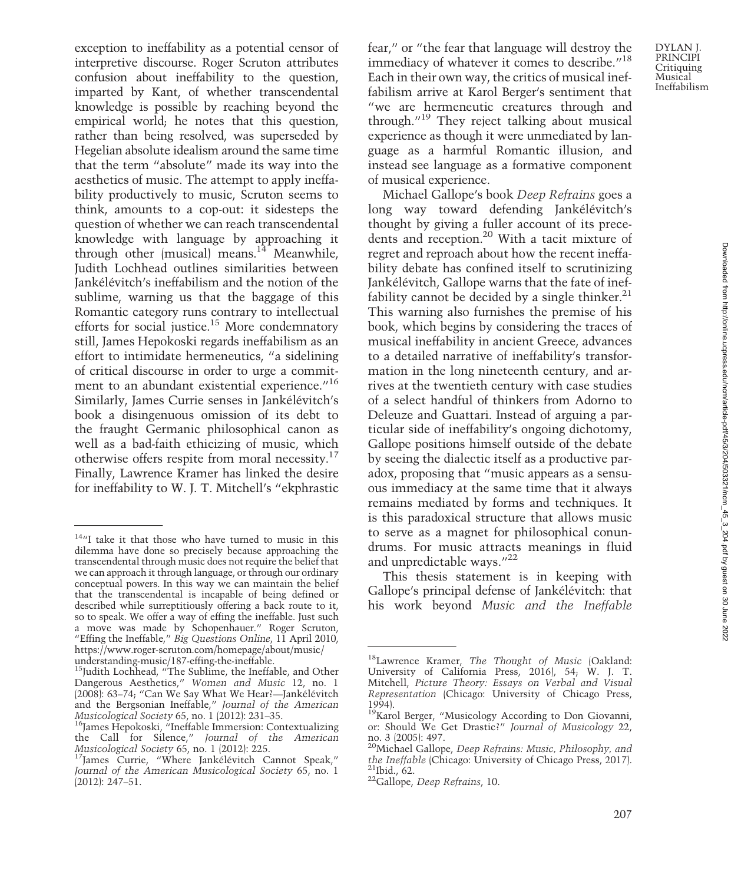exception to ineffability as a potential censor of interpretive discourse. Roger Scruton attributes confusion about ineffability to the question, imparted by Kant, of whether transcendental knowledge is possible by reaching beyond the empirical world; he notes that this question, rather than being resolved, was superseded by Hegelian absolute idealism around the same time that the term "absolute" made its way into the aesthetics of music. The attempt to apply ineffability productively to music, Scruton seems to think, amounts to a cop-out: it sidesteps the question of whether we can reach transcendental knowledge with language by approaching it through other (musical) means.[14] Meanwhile, Judith Lochhead outlines similarities between Jankélévitch's ineffabilism and the notion of the sublime, warning us that the baggage of this Romantic category runs contrary to intellectual efforts for social justice.[15] More condemnatory still, James Hepokoski regards ineffabilism as an effort to intimidate hermeneutics, "a sidelining of critical discourse in order to urge a commitment to an abundant existential experience."[16] Similarly, James Currie senses in Jankélévitch's book a disingenuous omission of its debt to the fraught Germanic philosophical canon as well as a bad-faith ethicizing of music, which otherwise offers respite from moral necessity.[17] Finally, Lawrence Kramer has linked the desire for ineffability to W. J. T. Mitchell's "ekphrastic fear," or "the fear that language will destroy the immediacy of whatever it comes to describe."[18] Each in their own way, the critics of musical ineffabilism arrive at Karol Berger's sentiment that "we are hermeneutic creatures through and through."[19] They reject talking about musical experience as though it were unmediated by language as a harmful Romantic illusion, and instead see language as a formative component of musical experience.

Michael Gallope's book *Deep Refrains* goes a long way toward defending Jankélévitch's thought by giving a fuller account of its precedents and reception.[20] With a tacit mixture of regret and reproach about how the recent ineffability debate has confined itself to scrutinizing Jankélévitch, Gallope warns that the fate of ineffability cannot be decided by a single thinker.[21] This warning also furnishes the premise of his book, which begins by considering the traces of musical ineffability in ancient Greece, advances to a detailed narrative of ineffability's transformation in the long nineteenth century, and arrives at the twentieth century with case studies of a select handful of thinkers from Adorno to Deleuze and Guattari. Instead of arguing a particular side of ineffability's ongoing dichotomy, Gallope positions himself outside of the debate by seeing the dialectic itself as a productive paradox, proposing that "music appears as a sensuous immediacy at the same time that it always remains mediated by forms and techniques. It is this paradoxical structure that allows music to serve as a magnet for philosophical conundrums. For music attracts meanings in fluid and unpredictable ways."[22]

This thesis statement is in keeping with Gallope's principal defense of Jankélévitch: that his work beyond *Music and the Ineffable*

---

[14]"I take it that those who have turned to music in this dilemma have done so precisely because approaching the transcendental through music does not require the belief that we can approach it through language, or through our ordinary conceptual powers. In this way we can maintain the belief that the transcendental is incapable of being defined or described while surreptitiously offering a back route to it, so to speak. We offer a way of effing the ineffable. Just such a move was made by Schopenhauer." Roger Scruton, "Effing the Ineffable," *Big Questions Online*, 11 April 2010, https://www.roger-scruton.com/homepage/about/music/understanding-music/187-effing-the-ineffable.

[15]Judith Lochhead, "The Sublime, the Ineffable, and Other Dangerous Aesthetics," *Women and Music* 12, no. 1 (2008): 63–74; "Can We Say What We Hear?—Jankélévitch and the Bergsonian Ineffable," *Journal of the American Musicological Society* 65, no. 1 (2012): 231–35.

[16]James Hepokoski, "Ineffable Immersion: Contextualizing the Call for Silence," *Journal of the American Musicological Society* 65, no. 1 (2012): 225.

[17]James Currie, "Where Jankélévitch Cannot Speak," *Journal of the American Musicological Society* 65, no. 1 (2012): 247–51.

[18]Lawrence Kramer, *The Thought of Music* (Oakland: University of California Press, 2016), 54; W. J. T. Mitchell, *Picture Theory: Essays on Verbal and Visual Representation* (Chicago: University of Chicago Press, 1994).

[19]Karol Berger, "Musicology According to Don Giovanni, or: Should We Get Drastic?" *Journal of Musicology* 22, no. 3 (2005): 497.

[20]Michael Gallope, *Deep Refrains: Music, Philosophy, and the Ineffable* (Chicago: University of Chicago Press, 2017).

[21]Ibid., 62.

[22]Gallope, *Deep Refrains*, 10.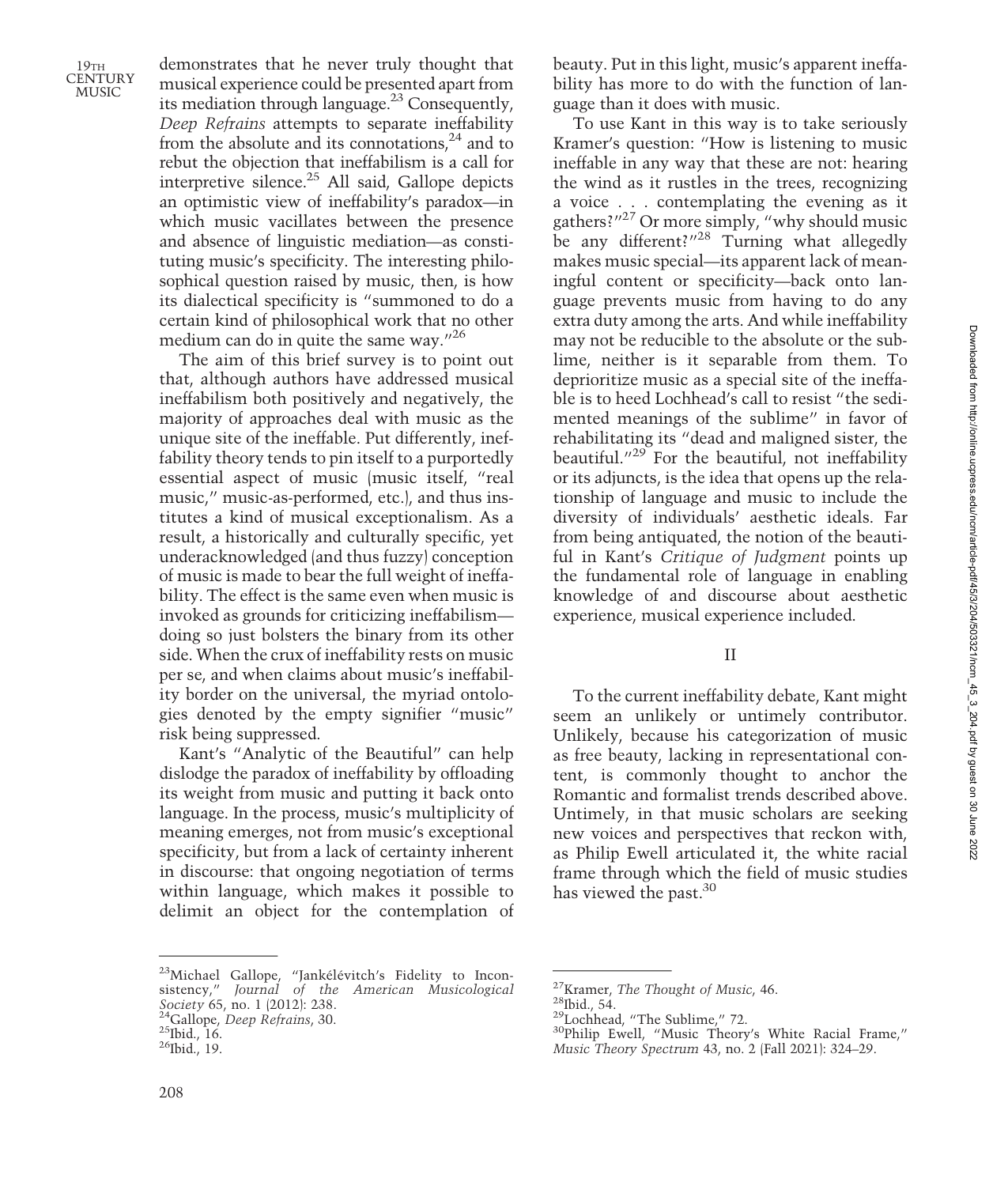demonstrates that he never truly thought that musical experience could be presented apart from its mediation through language.[23] Consequently, *Deep Refrains* attempts to separate ineffability from the absolute and its connotations,[24] and to rebut the objection that ineffabilism is a call for interpretive silence.[25] All said, Gallope depicts an optimistic view of ineffability's paradox—in which music vacillates between the presence and absence of linguistic mediation—as constituting music's specificity. The interesting philosophical question raised by music, then, is how its dialectical specificity is "summoned to do a certain kind of philosophical work that no other medium can do in quite the same way."[26]

The aim of this brief survey is to point out that, although authors have addressed musical ineffabilism both positively and negatively, the majority of approaches deal with music as the unique site of the ineffable. Put differently, ineffability theory tends to pin itself to a purportedly essential aspect of music (music itself, "real music," music-as-performed, etc.), and thus institutes a kind of musical exceptionalism. As a result, a historically and culturally specific, yet underacknowledged (and thus fuzzy) conception of music is made to bear the full weight of ineffability. The effect is the same even when music is invoked as grounds for criticizing ineffabilism—doing so just bolsters the binary from its other side. When the crux of ineffability rests on music per se, and when claims about music's ineffability border on the universal, the myriad ontologies denoted by the empty signifier "music" risk being suppressed.

Kant's "Analytic of the Beautiful" can help dislodge the paradox of ineffability by offloading its weight from music and putting it back onto language. In the process, music's multiplicity of meaning emerges, not from music's exceptional specificity, but from a lack of certainty inherent in discourse: that ongoing negotiation of terms within language, which makes it possible to delimit an object for the contemplation of beauty. Put in this light, music's apparent ineffability has more to do with the function of language than it does with music.

To use Kant in this way is to take seriously Kramer's question: "How is listening to music ineffable in any way that these are not: hearing the wind as it rustles in the trees, recognizing a voice . . . contemplating the evening as it gathers?"[27] Or more simply, "why should music be any different?"[28] Turning what allegedly makes music special—its apparent lack of meaningful content or specificity—back onto language prevents music from having to do any extra duty among the arts. And while ineffability may not be reducible to the absolute or the sublime, neither is it separable from them. To deprioritize music as a special site of the ineffable is to heed Lochhead's call to resist "the sedimented meanings of the sublime" in favor of rehabilitating its "dead and maligned sister, the beautiful."[29] For the beautiful, not ineffability or its adjuncts, is the idea that opens up the relationship of language and music to include the diversity of individuals' aesthetic ideals. Far from being antiquated, the notion of the beautiful in Kant's *Critique of Judgment* points up the fundamental role of language in enabling knowledge of and discourse about aesthetic experience, musical experience included.

## II

To the current ineffability debate, Kant might seem an unlikely or untimely contributor. Unlikely, because his categorization of music as free beauty, lacking in representational content, is commonly thought to anchor the Romantic and formalist trends described above. Untimely, in that music scholars are seeking new voices and perspectives that reckon with, as Philip Ewell articulated it, the white racial frame through which the field of music studies has viewed the past.[30]

---

[23]Michael Gallope, "Jankélévitch's Fidelity to Inconsistency," *Journal of the American Musicological Society* 65, no. 1 (2012): 238.
[24]Gallope, *Deep Refrains*, 30.
[25]Ibid., 16.
[26]Ibid., 19.

[27]Kramer, *The Thought of Music*, 46.
[28]Ibid., 54.
[29]Lochhead, "The Sublime," 72.
[30]Philip Ewell, "Music Theory's White Racial Frame," *Music Theory Spectrum* 43, no. 2 (Fall 2021): 324–29.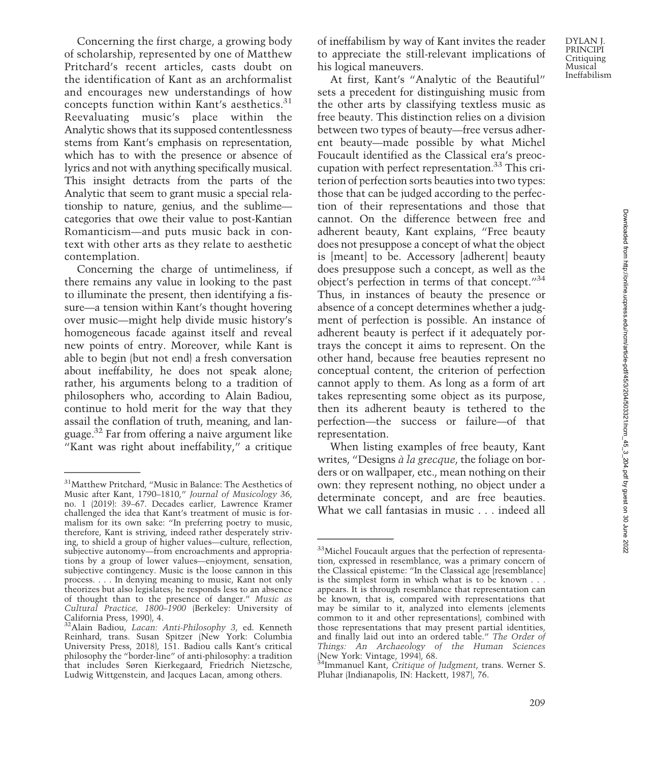Concerning the first charge, a growing body of scholarship, represented by one of Matthew Pritchard's recent articles, casts doubt on the identification of Kant as an archformalist and encourages new understandings of how concepts function within Kant's aesthetics.[31] Reevaluating music's place within the Analytic shows that its supposed contentlessness stems from Kant's emphasis on representation, which has to with the presence or absence of lyrics and not with anything specifically musical. This insight detracts from the parts of the Analytic that seem to grant music a special relationship to nature, genius, and the sublime—categories that owe their value to post-Kantian Romanticism—and puts music back in context with other arts as they relate to aesthetic contemplation.

Concerning the charge of untimeliness, if there remains any value in looking to the past to illuminate the present, then identifying a fissure—a tension within Kant's thought hovering over music—might help divide music history's homogeneous facade against itself and reveal new points of entry. Moreover, while Kant is able to begin (but not end) a fresh conversation about ineffability, he does not speak alone; rather, his arguments belong to a tradition of philosophers who, according to Alain Badiou, continue to hold merit for the way that they assail the conflation of truth, meaning, and language.[32] Far from offering a naive argument like "Kant was right about ineffability," a critique of ineffabilism by way of Kant invites the reader to appreciate the still-relevant implications of his logical maneuvers.

At first, Kant's "Analytic of the Beautiful" sets a precedent for distinguishing music from the other arts by classifying textless music as free beauty. This distinction relies on a division between two types of beauty—free versus adherent beauty—made possible by what Michel Foucault identified as the Classical era's preoccupation with perfect representation.[33] This criterion of perfection sorts beauties into two types: those that can be judged according to the perfection of their representations and those that cannot. On the difference between free and adherent beauty, Kant explains, "Free beauty does not presuppose a concept of what the object is [meant] to be. Accessory [adherent] beauty does presuppose such a concept, as well as the object's perfection in terms of that concept."[34] Thus, in instances of beauty the presence or absence of a concept determines whether a judgment of perfection is possible. An instance of adherent beauty is perfect if it adequately portrays the concept it aims to represent. On the other hand, because free beauties represent no conceptual content, the criterion of perfection cannot apply to them. As long as a form of art takes representing some object as its purpose, then its adherent beauty is tethered to the perfection—the success or failure—of that representation.

When listing examples of free beauty, Kant writes, "Designs *à la grecque*, the foliage on borders or on wallpaper, etc., mean nothing on their own: they represent nothing, no object under a determinate concept, and are free beauties. What we call fantasias in music . . . indeed all

---

[31] Matthew Pritchard, "Music in Balance: The Aesthetics of Music after Kant, 1790–1810," *Journal of Musicology* 36, no. 1 (2019): 39–67. Decades earlier, Lawrence Kramer challenged the idea that Kant's treatment of music is formalism for its own sake: "In preferring poetry to music, therefore, Kant is striving, indeed rather desperately striving, to shield a group of higher values—culture, reflection, subjective autonomy—from encroachments and appropriations by a group of lower values—enjoyment, sensation, subjective contingency. Music is the loose cannon in this process. . . . In denying meaning to music, Kant not only theorizes but also legislates; he responds less to an absence of thought than to the presence of danger." *Music as Cultural Practice, 1800–1900* (Berkeley: University of California Press, 1990), 4.

[32] Alain Badiou, *Lacan: Anti-Philosophy 3*, ed. Kenneth Reinhard, trans. Susan Spitzer (New York: Columbia University Press, 2018), 151. Badiou calls Kant's critical philosophy the "border-line" of anti-philosophy: a tradition that includes Søren Kierkegaard, Friedrich Nietzsche, Ludwig Wittgenstein, and Jacques Lacan, among others.

[33] Michel Foucault argues that the perfection of representation, expressed in resemblance, was a primary concern of the Classical episteme: "In the Classical age [resemblance] is the simplest form in which what is to be known . . . appears. It is through resemblance that representation can be known, that is, compared with representations that may be similar to it, analyzed into elements (elements common to it and other representations), combined with those representations that may present partial identities, and finally laid out into an ordered table." *The Order of Things: An Archaeology of the Human Sciences* (New York: Vintage, 1994), 68.

[34] Immanuel Kant, *Critique of Judgment*, trans. Werner S. Pluhar (Indianapolis, IN: Hackett, 1987), 76.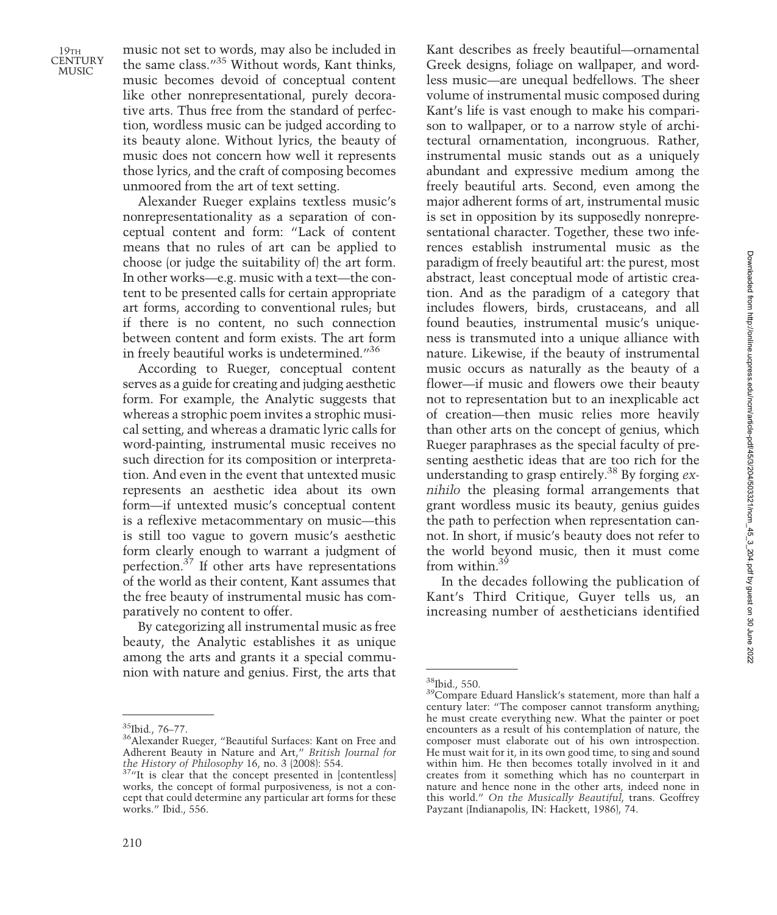music not set to words, may also be included in the same class."[35] Without words, Kant thinks, music becomes devoid of conceptual content like other nonrepresentational, purely decorative arts. Thus free from the standard of perfection, wordless music can be judged according to its beauty alone. Without lyrics, the beauty of music does not concern how well it represents those lyrics, and the craft of composing becomes unmoored from the art of text setting.

Alexander Rueger explains textless music's nonrepresentationality as a separation of conceptual content and form: "Lack of content means that no rules of art can be applied to choose (or judge the suitability of) the art form. In other works—e.g. music with a text—the content to be presented calls for certain appropriate art forms, according to conventional rules; but if there is no content, no such connection between content and form exists. The art form in freely beautiful works is undetermined."[36]

According to Rueger, conceptual content serves as a guide for creating and judging aesthetic form. For example, the Analytic suggests that whereas a strophic poem invites a strophic musical setting, and whereas a dramatic lyric calls for word-painting, instrumental music receives no such direction for its composition or interpretation. And even in the event that untexted music represents an aesthetic idea about its own form—if untexted music's conceptual content is a reflexive metacommentary on music—this is still too vague to govern music's aesthetic form clearly enough to warrant a judgment of perfection.[37] If other arts have representations of the world as their content, Kant assumes that the free beauty of instrumental music has comparatively no content to offer.

By categorizing all instrumental music as free beauty, the Analytic establishes it as unique among the arts and grants it a special communion with nature and genius. First, the arts that Kant describes as freely beautiful—ornamental Greek designs, foliage on wallpaper, and wordless music—are unequal bedfellows. The sheer volume of instrumental music composed during Kant's life is vast enough to make his comparison to wallpaper, or to a narrow style of architectural ornamentation, incongruous. Rather, instrumental music stands out as a uniquely abundant and expressive medium among the freely beautiful arts. Second, even among the major adherent forms of art, instrumental music is set in opposition by its supposedly nonrepresentational character. Together, these two inferences establish instrumental music as the paradigm of freely beautiful art: the purest, most abstract, least conceptual mode of artistic creation. And as the paradigm of a category that includes flowers, birds, crustaceans, and all found beauties, instrumental music's uniqueness is transmuted into a unique alliance with nature. Likewise, if the beauty of instrumental music occurs as naturally as the beauty of a flower—if music and flowers owe their beauty not to representation but to an inexplicable act of creation—then music relies more heavily than other arts on the concept of genius, which Rueger paraphrases as the special faculty of presenting aesthetic ideas that are too rich for the understanding to grasp entirely.[38] By forging *ex nihilo* the pleasing formal arrangements that grant wordless music its beauty, genius guides the path to perfection when representation cannot. In short, if music's beauty does not refer to the world beyond music, then it must come from within.[39]

In the decades following the publication of Kant's Third Critique, Guyer tells us, an increasing number of aestheticians identified

---

[35] Ibid., 76–77.

[36] Alexander Rueger, "Beautiful Surfaces: Kant on Free and Adherent Beauty in Nature and Art," *British Journal for the History of Philosophy* 16, no. 3 (2008): 554.

[37] "It is clear that the concept presented in [contentless] works, the concept of formal purposiveness, is not a concept that could determine any particular art forms for these works." Ibid., 556.

[38] Ibid., 550.

[39] Compare Eduard Hanslick's statement, more than half a century later: "The composer cannot transform anything; he must create everything new. What the painter or poet encounters as a result of his contemplation of nature, the composer must elaborate out of his own introspection. He must wait for it, in its own good time, to sing and sound within him. He then becomes totally involved in it and creates from it something which has no counterpart in nature and hence none in the other arts, indeed none in this world." *On the Musically Beautiful*, trans. Geoffrey Payzant (Indianapolis, IN: Hackett, 1986), 74.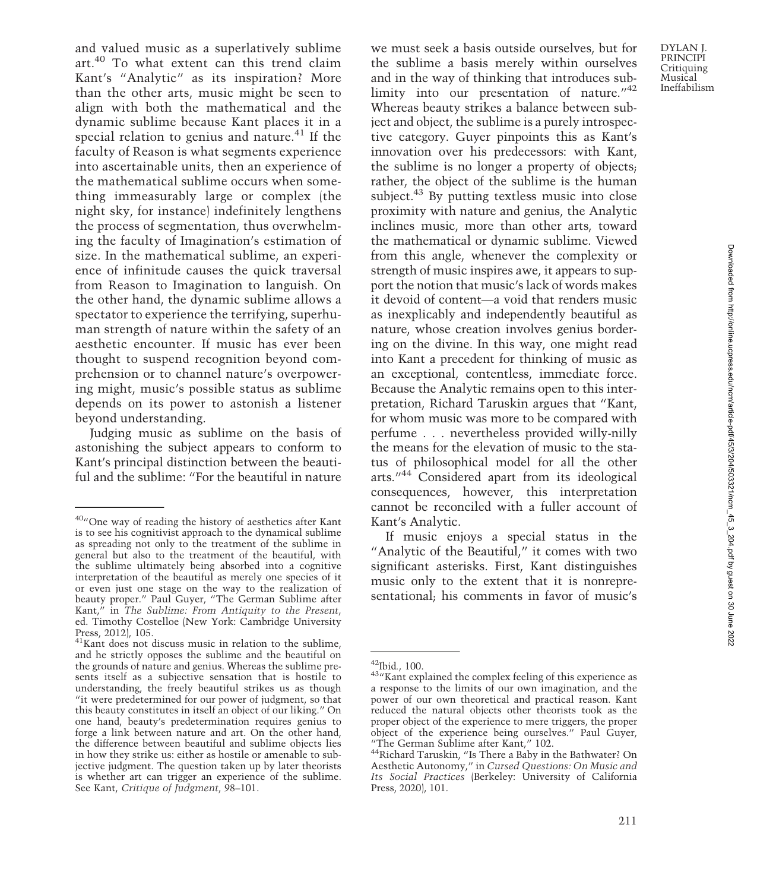and valued music as a superlatively sublime art.[40] To what extent can this trend claim Kant's "Analytic" as its inspiration? More than the other arts, music might be seen to align with both the mathematical and the dynamic sublime because Kant places it in a special relation to genius and nature.[41] If the faculty of Reason is what segments experience into ascertainable units, then an experience of the mathematical sublime occurs when something immeasurably large or complex (the night sky, for instance) indefinitely lengthens the process of segmentation, thus overwhelming the faculty of Imagination's estimation of size. In the mathematical sublime, an experience of infinitude causes the quick traversal from Reason to Imagination to languish. On the other hand, the dynamic sublime allows a spectator to experience the terrifying, superhuman strength of nature within the safety of an aesthetic encounter. If music has ever been thought to suspend recognition beyond comprehension or to channel nature's overpowering might, music's possible status as sublime depends on its power to astonish a listener beyond understanding.

Judging music as sublime on the basis of astonishing the subject appears to conform to Kant's principal distinction between the beautiful and the sublime: "For the beautiful in nature we must seek a basis outside ourselves, but for the sublime a basis merely within ourselves and in the way of thinking that introduces sublimity into our presentation of nature."[42] Whereas beauty strikes a balance between subject and object, the sublime is a purely introspective category. Guyer pinpoints this as Kant's innovation over his predecessors: with Kant, the sublime is no longer a property of objects; rather, the object of the sublime is the human subject.[43] By putting textless music into close proximity with nature and genius, the Analytic inclines music, more than other arts, toward the mathematical or dynamic sublime. Viewed from this angle, whenever the complexity or strength of music inspires awe, it appears to support the notion that music's lack of words makes it devoid of content—a void that renders music as inexplicably and independently beautiful as nature, whose creation involves genius bordering on the divine. In this way, one might read into Kant a precedent for thinking of music as an exceptional, contentless, immediate force. Because the Analytic remains open to this interpretation, Richard Taruskin argues that "Kant, for whom music was more to be compared with perfume . . . nevertheless provided willy-nilly the means for the elevation of music to the status of philosophical model for all the other arts."[44] Considered apart from its ideological consequences, however, this interpretation cannot be reconciled with a fuller account of Kant's Analytic.

If music enjoys a special status in the "Analytic of the Beautiful," it comes with two significant asterisks. First, Kant distinguishes music only to the extent that it is nonrepresentational; his comments in favor of music's

---

[40] "One way of reading the history of aesthetics after Kant is to see his cognitivist approach to the dynamical sublime as spreading not only to the treatment of the sublime in general but also to the treatment of the beautiful, with the sublime ultimately being absorbed into a cognitive interpretation of the beautiful as merely one species of it or even just one stage on the way to the realization of beauty proper." Paul Guyer, "The German Sublime after Kant," in *The Sublime: From Antiquity to the Present*, ed. Timothy Costelloe (New York: Cambridge University Press, 2012), 105.

[41] Kant does not discuss music in relation to the sublime, and he strictly opposes the sublime and the beautiful on the grounds of nature and genius. Whereas the sublime presents itself as a subjective sensation that is hostile to understanding, the freely beautiful strikes us as though "it were predetermined for our power of judgment, so that this beauty constitutes in itself an object of our liking." On one hand, beauty's predetermination requires genius to forge a link between nature and art. On the other hand, the difference between beautiful and sublime objects lies in how they strike us: either as hostile or amenable to subjective judgment. The question taken up by later theorists is whether art can trigger an experience of the sublime. See Kant, *Critique of Judgment*, 98–101.

[42] Ibid., 100.

[43] "Kant explained the complex feeling of this experience as a response to the limits of our own imagination, and the power of our own theoretical and practical reason. Kant reduced the natural objects other theorists took as the proper object of the experience to mere triggers, the proper object of the experience being ourselves." Paul Guyer, "The German Sublime after Kant," 102.

[44] Richard Taruskin, "Is There a Baby in the Bathwater? On Aesthetic Autonomy," in *Cursed Questions: On Music and Its Social Practices* (Berkeley: University of California Press, 2020), 101.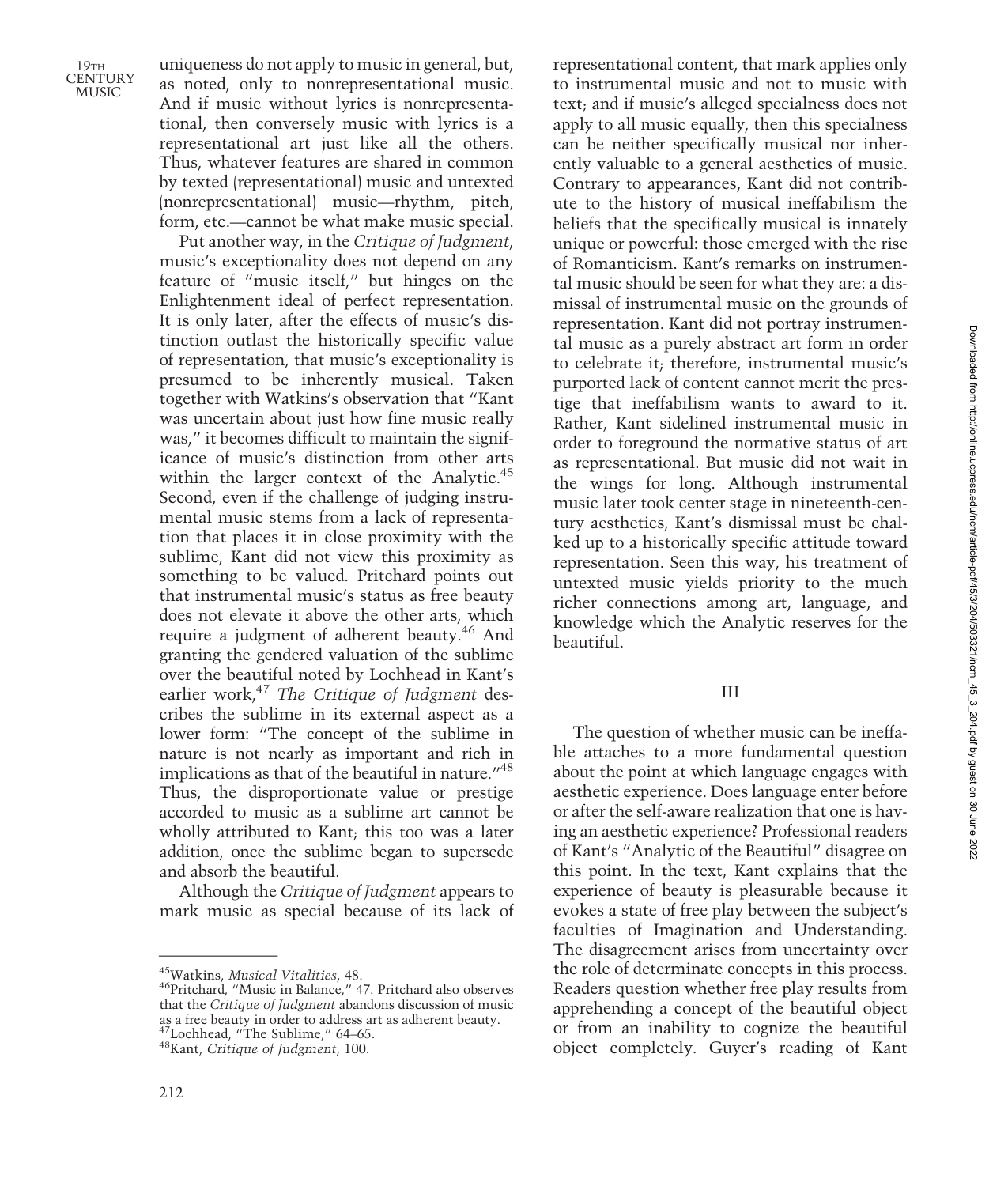uniqueness do not apply to music in general, but, as noted, only to nonrepresentational music. And if music without lyrics is nonrepresentational, then conversely music with lyrics is a representational art just like all the others. Thus, whatever features are shared in common by texted (representational) music and untexted (nonrepresentational) music—rhythm, pitch, form, etc.—cannot be what make music special.

Put another way, in the *Critique of Judgment*, music's exceptionality does not depend on any feature of "music itself," but hinges on the Enlightenment ideal of perfect representation. It is only later, after the effects of music's distinction outlast the historically specific value of representation, that music's exceptionality is presumed to be inherently musical. Taken together with Watkins's observation that "Kant was uncertain about just how fine music really was," it becomes difficult to maintain the significance of music's distinction from other arts within the larger context of the Analytic.[45] Second, even if the challenge of judging instrumental music stems from a lack of representation that places it in close proximity with the sublime, Kant did not view this proximity as something to be valued. Pritchard points out that instrumental music's status as free beauty does not elevate it above the other arts, which require a judgment of adherent beauty.[46] And granting the gendered valuation of the sublime over the beautiful noted by Lochhead in Kant's earlier work,[47] *The Critique of Judgment* describes the sublime in its external aspect as a lower form: "The concept of the sublime in nature is not nearly as important and rich in implications as that of the beautiful in nature."[48] Thus, the disproportionate value or prestige accorded to music as a sublime art cannot be wholly attributed to Kant; this too was a later addition, once the sublime began to supersede and absorb the beautiful.

Although the *Critique of Judgment* appears to mark music as special because of its lack of representational content, that mark applies only to instrumental music and not to music with text; and if music's alleged specialness does not apply to all music equally, then this specialness can be neither specifically musical nor inherently valuable to a general aesthetics of music. Contrary to appearances, Kant did not contribute to the history of musical ineffabilism the beliefs that the specifically musical is innately unique or powerful: those emerged with the rise of Romanticism. Kant's remarks on instrumental music should be seen for what they are: a dismissal of instrumental music on the grounds of representation. Kant did not portray instrumental music as a purely abstract art form in order to celebrate it; therefore, instrumental music's purported lack of content cannot merit the prestige that ineffabilism wants to award to it. Rather, Kant sidelined instrumental music in order to foreground the normative status of art as representational. But music did not wait in the wings for long. Although instrumental music later took center stage in nineteenth-century aesthetics, Kant's dismissal must be chalked up to a historically specific attitude toward representation. Seen this way, his treatment of untexted music yields priority to the much richer connections among art, language, and knowledge which the Analytic reserves for the beautiful.

## III

The question of whether music can be ineffable attaches to a more fundamental question about the point at which language engages with aesthetic experience. Does language enter before or after the self-aware realization that one is having an aesthetic experience? Professional readers of Kant's "Analytic of the Beautiful" disagree on this point. In the text, Kant explains that the experience of beauty is pleasurable because it evokes a state of free play between the subject's faculties of Imagination and Understanding. The disagreement arises from uncertainty over the role of determinate concepts in this process. Readers question whether free play results from apprehending a concept of the beautiful object or from an inability to cognize the beautiful object completely. Guyer's reading of Kant

---

[45] Watkins, *Musical Vitalities*, 48.

[46] Pritchard, "Music in Balance," 47. Pritchard also observes that the *Critique of Judgment* abandons discussion of music as a free beauty in order to address art as adherent beauty.

[47] Lochhead, "The Sublime," 64–65.

[48] Kant, *Critique of Judgment*, 100.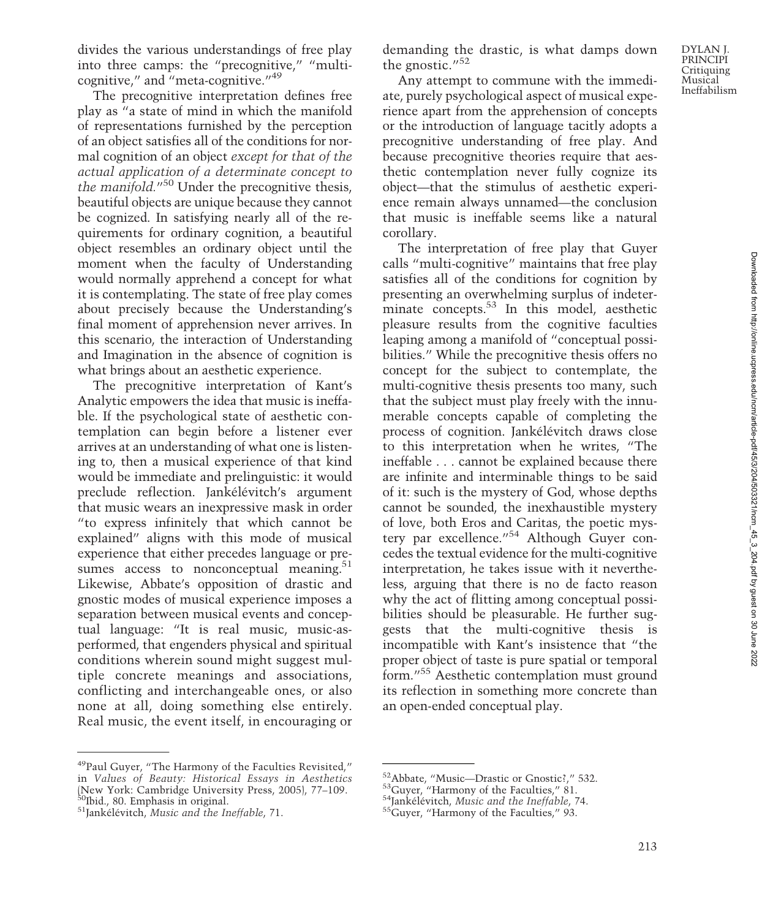divides the various understandings of free play into three camps: the "precognitive," "multi-cognitive," and "meta-cognitive."[49]

The precognitive interpretation defines free play as "a state of mind in which the manifold of representations furnished by the perception of an object satisfies all of the conditions for normal cognition of an object *except for that of the actual application of a determinate concept to the manifold.*"[50] Under the precognitive thesis, beautiful objects are unique because they cannot be cognized. In satisfying nearly all of the requirements for ordinary cognition, a beautiful object resembles an ordinary object until the moment when the faculty of Understanding would normally apprehend a concept for what it is contemplating. The state of free play comes about precisely because the Understanding's final moment of apprehension never arrives. In this scenario, the interaction of Understanding and Imagination in the absence of cognition is what brings about an aesthetic experience.

The precognitive interpretation of Kant's Analytic empowers the idea that music is ineffable. If the psychological state of aesthetic contemplation can begin before a listener ever arrives at an understanding of what one is listening to, then a musical experience of that kind would be immediate and prelinguistic: it would preclude reflection. Jankélévitch's argument that music wears an inexpressive mask in order "to express infinitely that which cannot be explained" aligns with this mode of musical experience that either precedes language or presumes access to nonconceptual meaning.[51] Likewise, Abbate's opposition of drastic and gnostic modes of musical experience imposes a separation between musical events and conceptual language: "It is real music, music-as-performed, that engenders physical and spiritual conditions wherein sound might suggest multiple concrete meanings and associations, conflicting and interchangeable ones, or also none at all, doing something else entirely. Real music, the event itself, in encouraging or demanding the drastic, is what damps down the gnostic."[52]

Any attempt to commune with the immediate, purely psychological aspect of musical experience apart from the apprehension of concepts or the introduction of language tacitly adopts a precognitive understanding of free play. And because precognitive theories require that aesthetic contemplation never fully cognize its object—that the stimulus of aesthetic experience remain always unnamed—the conclusion that music is ineffable seems like a natural corollary.

The interpretation of free play that Guyer calls "multi-cognitive" maintains that free play satisfies all of the conditions for cognition by presenting an overwhelming surplus of indeterminate concepts.[53] In this model, aesthetic pleasure results from the cognitive faculties leaping among a manifold of "conceptual possibilities." While the precognitive thesis offers no concept for the subject to contemplate, the multi-cognitive thesis presents too many, such that the subject must play freely with the innumerable concepts capable of completing the process of cognition. Jankélévitch draws close to this interpretation when he writes, "The ineffable . . . cannot be explained because there are infinite and interminable things to be said of it: such is the mystery of God, whose depths cannot be sounded, the inexhaustible mystery of love, both Eros and Caritas, the poetic mystery par excellence."[54] Although Guyer concedes the textual evidence for the multi-cognitive interpretation, he takes issue with it nevertheless, arguing that there is no de facto reason why the act of flitting among conceptual possibilities should be pleasurable. He further suggests that the multi-cognitive thesis is incompatible with Kant's insistence that "the proper object of taste is pure spatial or temporal form."[55] Aesthetic contemplation must ground its reflection in something more concrete than an open-ended conceptual play.

[49]Paul Guyer, "The Harmony of the Faculties Revisited," in *Values of Beauty: Historical Essays in Aesthetics* (New York: Cambridge University Press, 2005), 77–109.
[50]Ibid., 80. Emphasis in original.
[51]Jankélévitch, *Music and the Ineffable*, 71.
[52]Abbate, "Music—Drastic or Gnostic?," 532.
[53]Guyer, "Harmony of the Faculties," 81.
[54]Jankélévitch, *Music and the Ineffable*, 74.
[55]Guyer, "Harmony of the Faculties," 93.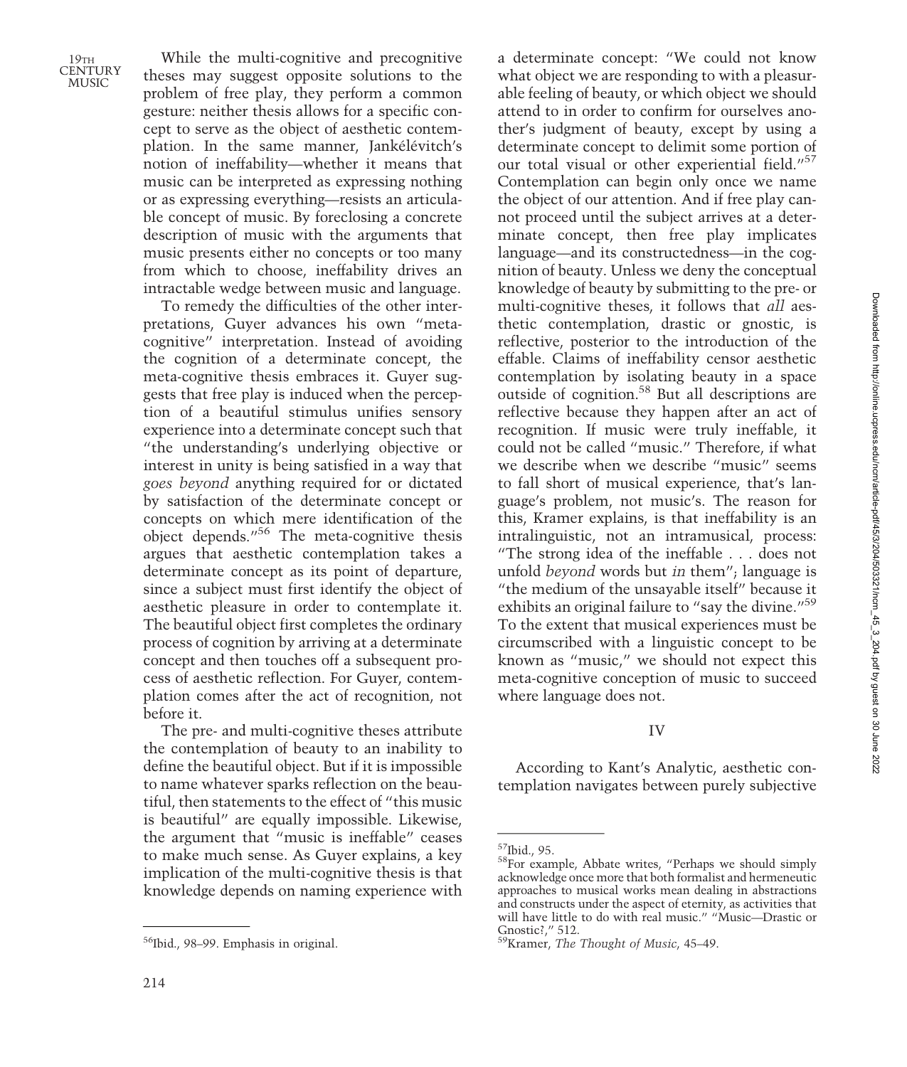While the multi-cognitive and precognitive theses may suggest opposite solutions to the problem of free play, they perform a common gesture: neither thesis allows for a specific concept to serve as the object of aesthetic contemplation. In the same manner, Jankélévitch's notion of ineffability—whether it means that music can be interpreted as expressing nothing or as expressing everything—resists an articulable concept of music. By foreclosing a concrete description of music with the arguments that music presents either no concepts or too many from which to choose, ineffability drives an intractable wedge between music and language.

To remedy the difficulties of the other interpretations, Guyer advances his own "meta-cognitive" interpretation. Instead of avoiding the cognition of a determinate concept, the meta-cognitive thesis embraces it. Guyer suggests that free play is induced when the perception of a beautiful stimulus unifies sensory experience into a determinate concept such that "the understanding's underlying objective or interest in unity is being satisfied in a way that *goes beyond* anything required for or dictated by satisfaction of the determinate concept or concepts on which mere identification of the object depends."[56] The meta-cognitive thesis argues that aesthetic contemplation takes a determinate concept as its point of departure, since a subject must first identify the object of aesthetic pleasure in order to contemplate it. The beautiful object first completes the ordinary process of cognition by arriving at a determinate concept and then touches off a subsequent process of aesthetic reflection. For Guyer, contemplation comes after the act of recognition, not before it.

The pre- and multi-cognitive theses attribute the contemplation of beauty to an inability to define the beautiful object. But if it is impossible to name whatever sparks reflection on the beautiful, then statements to the effect of "this music is beautiful" are equally impossible. Likewise, the argument that "music is ineffable" ceases to make much sense. As Guyer explains, a key implication of the multi-cognitive thesis is that knowledge depends on naming experience with a determinate concept: "We could not know what object we are responding to with a pleasurable feeling of beauty, or which object we should attend to in order to confirm for ourselves another's judgment of beauty, except by using a determinate concept to delimit some portion of our total visual or other experiential field."[57] Contemplation can begin only once we name the object of our attention. And if free play cannot proceed until the subject arrives at a determinate concept, then free play implicates language—and its constructedness—in the cognition of beauty. Unless we deny the conceptual knowledge of beauty by submitting to the pre- or multi-cognitive theses, it follows that *all* aesthetic contemplation, drastic or gnostic, is reflective, posterior to the introduction of the effable. Claims of ineffability censor aesthetic contemplation by isolating beauty in a space outside of cognition.[58] But all descriptions are reflective because they happen after an act of recognition. If music were truly ineffable, it could not be called "music." Therefore, if what we describe when we describe "music" seems to fall short of musical experience, that's language's problem, not music's. The reason for this, Kramer explains, is that ineffability is an intralinguistic, not an intramusical, process: "The strong idea of the ineffable . . . does not unfold *beyond* words but *in* them"; language is "the medium of the unsayable itself" because it exhibits an original failure to "say the divine."[59] To the extent that musical experiences must be circumscribed with a linguistic concept to be known as "music," we should not expect this meta-cognitive conception of music to succeed where language does not.

## IV

According to Kant's Analytic, aesthetic contemplation navigates between purely subjective

---

[56] Ibid., 98–99. Emphasis in original.

[57] Ibid., 95.

[58] For example, Abbate writes, "Perhaps we should simply acknowledge once more that both formalist and hermeneutic approaches to musical works mean dealing in abstractions and constructs under the aspect of eternity, as activities that will have little to do with real music." "Music—Drastic or Gnostic?," 512.

[59] Kramer, *The Thought of Music*, 45–49.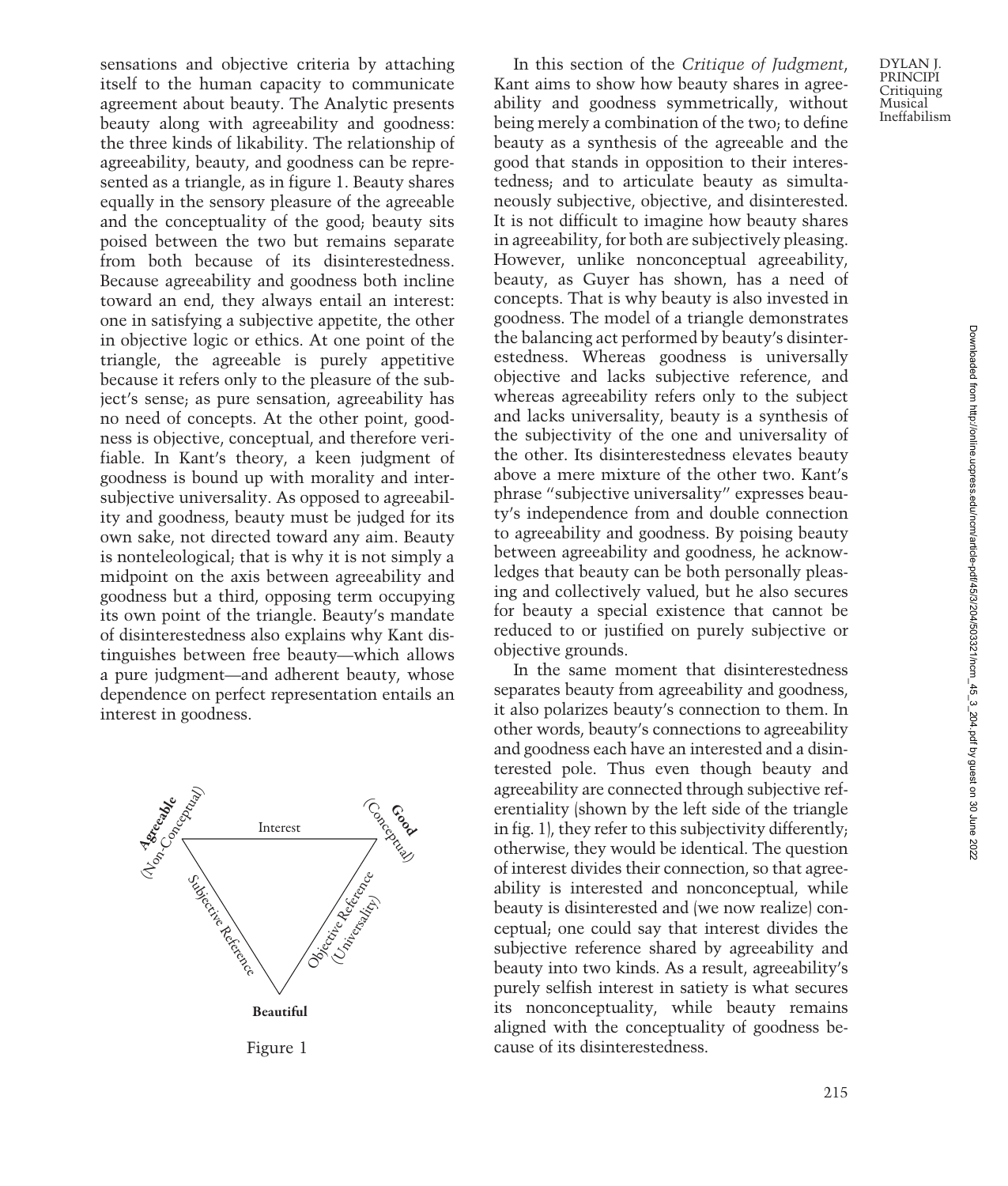sensations and objective criteria by attaching itself to the human capacity to communicate agreement about beauty. The Analytic presents beauty along with agreeability and goodness: the three kinds of likability. The relationship of agreeability, beauty, and goodness can be represented as a triangle, as in figure 1. Beauty shares equally in the sensory pleasure of the agreeable and the conceptuality of the good; beauty sits poised between the two but remains separate from both because of its disinterestedness. Because agreeability and goodness both incline toward an end, they always entail an interest: one in satisfying a subjective appetite, the other in objective logic or ethics. At one point of the triangle, the agreeable is purely appetitive because it refers only to the pleasure of the subject's sense; as pure sensation, agreeability has no need of concepts. At the other point, goodness is objective, conceptual, and therefore verifiable. In Kant's theory, a keen judgment of goodness is bound up with morality and intersubjective universality. As opposed to agreeability and goodness, beauty must be judged for its own sake, not directed toward any aim. Beauty is nonteleological; that is why it is not simply a midpoint on the axis between agreeability and goodness but a third, opposing term occupying its own point of the triangle. Beauty's mandate of disinterestedness also explains why Kant distinguishes between free beauty—which allows a pure judgment—and adherent beauty, whose dependence on perfect representation entails an interest in goodness.

Figure 1

In this section of the *Critique of Judgment*, Kant aims to show how beauty shares in agreeability and goodness symmetrically, without being merely a combination of the two; to define beauty as a synthesis of the agreeable and the good that stands in opposition to their interestedness; and to articulate beauty as simultaneously subjective, objective, and disinterested. It is not difficult to imagine how beauty shares in agreeability, for both are subjectively pleasing. However, unlike nonconceptual agreeability, beauty, as Guyer has shown, has a need of concepts. That is why beauty is also invested in goodness. The model of a triangle demonstrates the balancing act performed by beauty's disinterestedness. Whereas goodness is universally objective and lacks subjective reference, and whereas agreeability refers only to the subject and lacks universality, beauty is a synthesis of the subjectivity of the one and universality of the other. Its disinterestedness elevates beauty above a mere mixture of the other two. Kant's phrase "subjective universality" expresses beauty's independence from and double connection to agreeability and goodness. By poising beauty between agreeability and goodness, he acknowledges that beauty can be both personally pleasing and collectively valued, but he also secures for beauty a special existence that cannot be reduced to or justified on purely subjective or objective grounds.

In the same moment that disinterestedness separates beauty from agreeability and goodness, it also polarizes beauty's connection to them. In other words, beauty's connections to agreeability and goodness each have an interested and a disinterested pole. Thus even though beauty and agreeability are connected through subjective referentiality (shown by the left side of the triangle in fig. 1), they refer to this subjectivity differently; otherwise, they would be identical. The question of interest divides their connection, so that agreeability is interested and nonconceptual, while beauty is disinterested and (we now realize) conceptual; one could say that interest divides the subjective reference shared by agreeability and beauty into two kinds. As a result, agreeability's purely selfish interest in satiety is what secures its nonconceptuality, while beauty remains aligned with the conceptuality of goodness because of its disinterestedness.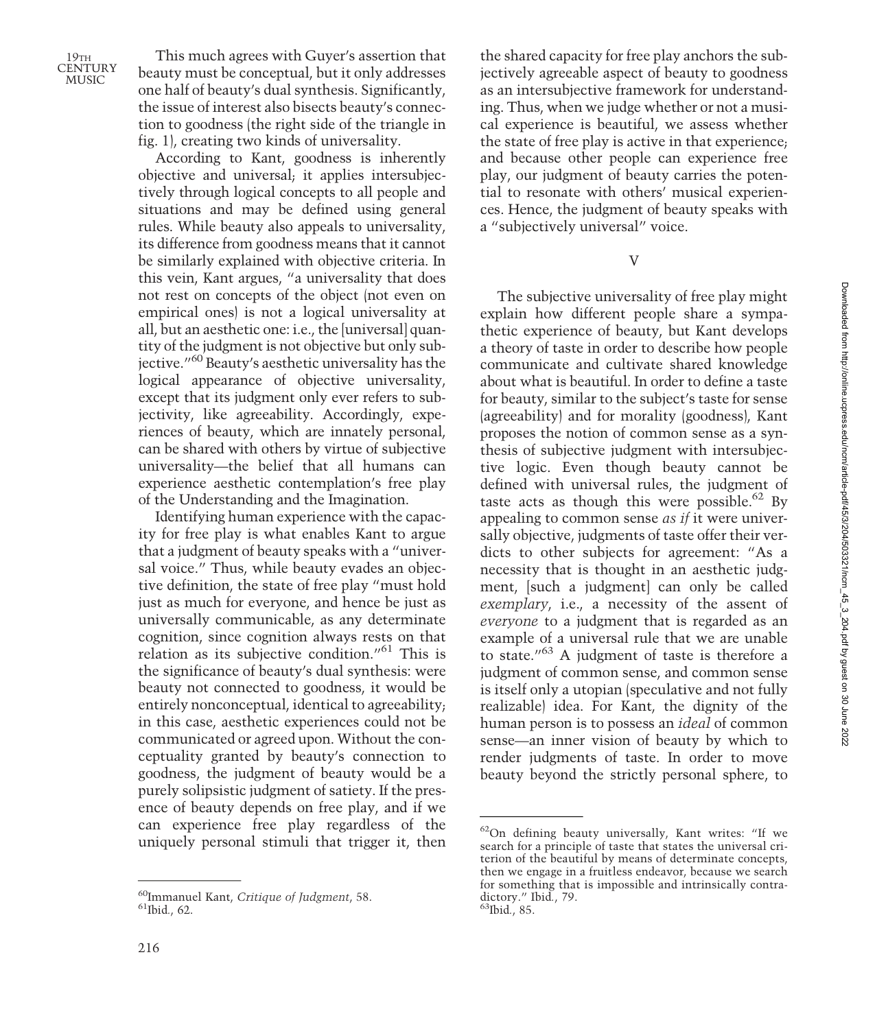This much agrees with Guyer's assertion that beauty must be conceptual, but it only addresses one half of beauty's dual synthesis. Significantly, the issue of interest also bisects beauty's connection to goodness (the right side of the triangle in fig. 1), creating two kinds of universality.

According to Kant, goodness is inherently objective and universal; it applies intersubjectively through logical concepts to all people and situations and may be defined using general rules. While beauty also appeals to universality, its difference from goodness means that it cannot be similarly explained with objective criteria. In this vein, Kant argues, "a universality that does not rest on concepts of the object (not even on empirical ones) is not a logical universality at all, but an aesthetic one: i.e., the [universal] quantity of the judgment is not objective but only subjective."[60] Beauty's aesthetic universality has the logical appearance of objective universality, except that its judgment only ever refers to subjectivity, like agreeability. Accordingly, experiences of beauty, which are innately personal, can be shared with others by virtue of subjective universality—the belief that all humans can experience aesthetic contemplation's free play of the Understanding and the Imagination.

Identifying human experience with the capacity for free play is what enables Kant to argue that a judgment of beauty speaks with a "universal voice." Thus, while beauty evades an objective definition, the state of free play "must hold just as much for everyone, and hence be just as universally communicable, as any determinate cognition, since cognition always rests on that relation as its subjective condition."[61] This is the significance of beauty's dual synthesis: were beauty not connected to goodness, it would be entirely nonconceptual, identical to agreeability; in this case, aesthetic experiences could not be communicated or agreed upon. Without the conceptuality granted by beauty's connection to goodness, the judgment of beauty would be a purely solipsistic judgment of satiety. If the presence of beauty depends on free play, and if we can experience free play regardless of the uniquely personal stimuli that trigger it, then the shared capacity for free play anchors the subjectively agreeable aspect of beauty to goodness as an intersubjective framework for understanding. Thus, when we judge whether or not a musical experience is beautiful, we assess whether the state of free play is active in that experience; and because other people can experience free play, our judgment of beauty carries the potential to resonate with others' musical experiences. Hence, the judgment of beauty speaks with a "subjectively universal" voice.

## V

The subjective universality of free play might explain how different people share a sympathetic experience of beauty, but Kant develops a theory of taste in order to describe how people communicate and cultivate shared knowledge about what is beautiful. In order to define a taste for beauty, similar to the subject's taste for sense (agreeability) and for morality (goodness), Kant proposes the notion of common sense as a synthesis of subjective judgment with intersubjective logic. Even though beauty cannot be defined with universal rules, the judgment of taste acts as though this were possible.[62] By appealing to common sense *as if* it were universally objective, judgments of taste offer their verdicts to other subjects for agreement: "As a necessity that is thought in an aesthetic judgment, [such a judgment] can only be called *exemplary*, i.e., a necessity of the assent of *everyone* to a judgment that is regarded as an example of a universal rule that we are unable to state."[63] A judgment of taste is therefore a judgment of common sense, and common sense is itself only a utopian (speculative and not fully realizable) idea. For Kant, the dignity of the human person is to possess an *ideal* of common sense—an inner vision of beauty by which to render judgments of taste. In order to move beauty beyond the strictly personal sphere, to

---

[60] Immanuel Kant, *Critique of Judgment*, 58.

[61] Ibid., 62.

[62] On defining beauty universally, Kant writes: "If we search for a principle of taste that states the universal criterion of the beautiful by means of determinate concepts, then we engage in a fruitless endeavor, because we search for something that is impossible and intrinsically contradictory." Ibid., 79.

[63] Ibid., 85.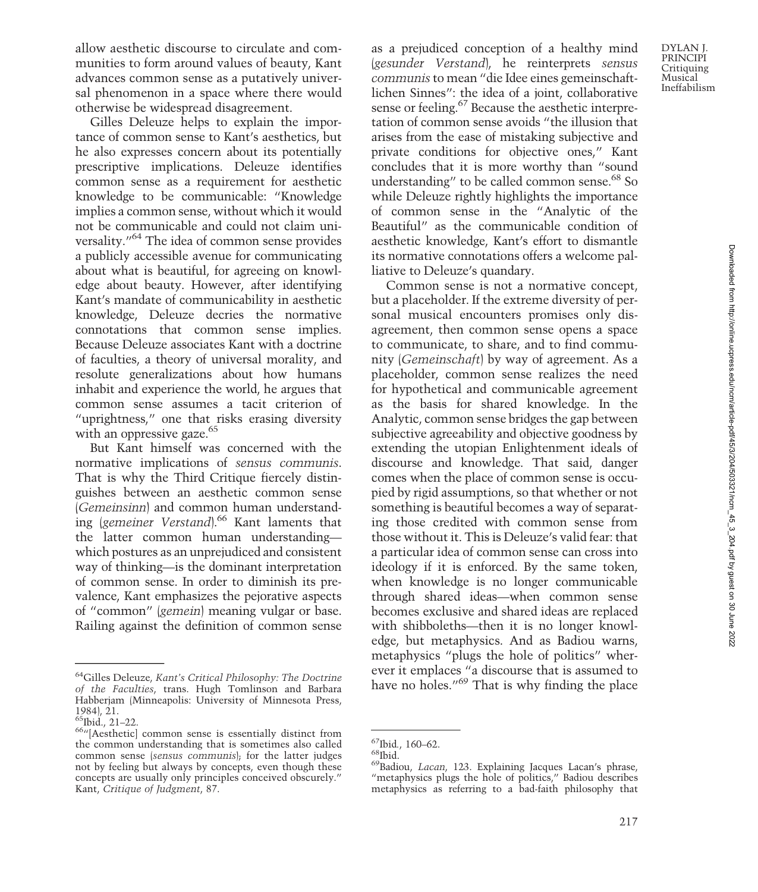allow aesthetic discourse to circulate and communities to form around values of beauty, Kant advances common sense as a putatively universal phenomenon in a space where there would otherwise be widespread disagreement.

Gilles Deleuze helps to explain the importance of common sense to Kant's aesthetics, but he also expresses concern about its potentially prescriptive implications. Deleuze identifies common sense as a requirement for aesthetic knowledge to be communicable: "Knowledge implies a common sense, without which it would not be communicable and could not claim universality."[64] The idea of common sense provides a publicly accessible avenue for communicating about what is beautiful, for agreeing on knowledge about beauty. However, after identifying Kant's mandate of communicability in aesthetic knowledge, Deleuze decries the normative connotations that common sense implies. Because Deleuze associates Kant with a doctrine of faculties, a theory of universal morality, and resolute generalizations about how humans inhabit and experience the world, he argues that common sense assumes a tacit criterion of "uprightness," one that risks erasing diversity with an oppressive gaze.[65]

But Kant himself was concerned with the normative implications of *sensus communis*. That is why the Third Critique fiercely distinguishes between an aesthetic common sense (*Gemeinsinn*) and common human understanding (*gemeiner Verstand*).[66] Kant laments that the latter common human understanding—which postures as an unprejudiced and consistent way of thinking—is the dominant interpretation of common sense. In order to diminish its prevalence, Kant emphasizes the pejorative aspects of "common" (*gemein*) meaning vulgar or base. Railing against the definition of common sense as a prejudiced conception of a healthy mind (*gesunder Verstand*), he reinterprets *sensus communis* to mean "die Idee eines gemeinschaftlichen Sinnes": the idea of a joint, collaborative sense or feeling.[67] Because the aesthetic interpretation of common sense avoids "the illusion that arises from the ease of mistaking subjective and private conditions for objective ones," Kant concludes that it is more worthy than "sound understanding" to be called common sense.[68] So while Deleuze rightly highlights the importance of common sense in the "Analytic of the Beautiful" as the communicable condition of aesthetic knowledge, Kant's effort to dismantle its normative connotations offers a welcome palliative to Deleuze's quandary.

Common sense is not a normative concept, but a placeholder. If the extreme diversity of personal musical encounters promises only disagreement, then common sense opens a space to communicate, to share, and to find community (*Gemeinschaft*) by way of agreement. As a placeholder, common sense realizes the need for hypothetical and communicable agreement as the basis for shared knowledge. In the Analytic, common sense bridges the gap between subjective agreeability and objective goodness by extending the utopian Enlightenment ideals of discourse and knowledge. That said, danger comes when the place of common sense is occupied by rigid assumptions, so that whether or not something is beautiful becomes a way of separating those credited with common sense from those without it. This is Deleuze's valid fear: that a particular idea of common sense can cross into ideology if it is enforced. By the same token, when knowledge is no longer communicable through shared ideas—when common sense becomes exclusive and shared ideas are replaced with shibboleths—then it is no longer knowledge, but metaphysics. And as Badiou warns, metaphysics "plugs the hole of politics" wherever it emplaces "a discourse that is assumed to have no holes."[69] That is why finding the place

---

[64] Gilles Deleuze, *Kant's Critical Philosophy: The Doctrine of the Faculties*, trans. Hugh Tomlinson and Barbara Habberjam (Minneapolis: University of Minnesota Press, 1984), 21.

[65] Ibid., 21–22.

[66] "[Aesthetic] common sense is essentially distinct from the common understanding that is sometimes also called common sense (*sensus communis*); for the latter judges not by feeling but always by concepts, even though these concepts are usually only principles conceived obscurely." Kant, *Critique of Judgment*, 87.

[67] Ibid., 160–62.

[68] Ibid.

[69] Badiou, *Lacan*, 123. Explaining Jacques Lacan's phrase, "metaphysics plugs the hole of politics," Badiou describes metaphysics as referring to a bad-faith philosophy that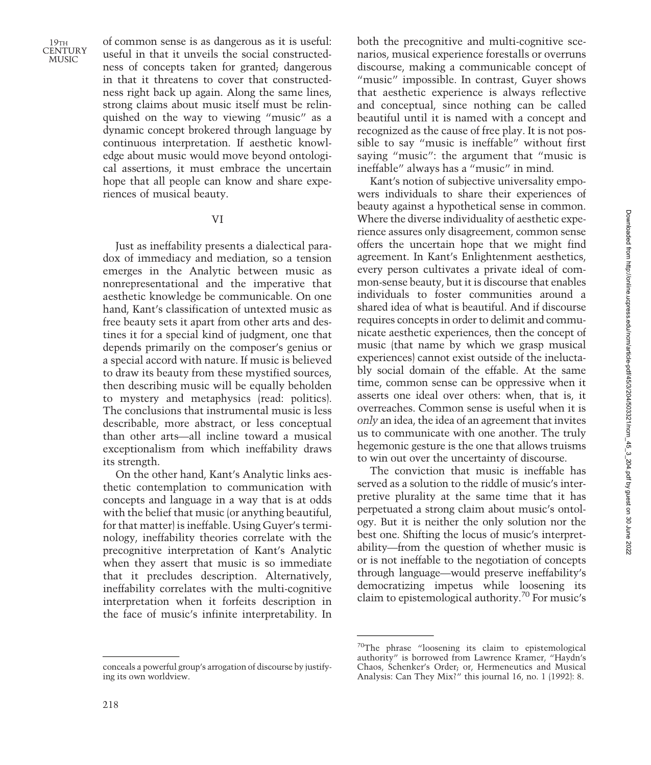of common sense is as dangerous as it is useful: useful in that it unveils the social constructedness of concepts taken for granted; dangerous in that it threatens to cover that constructedness right back up again. Along the same lines, strong claims about music itself must be relinquished on the way to viewing "music" as a dynamic concept brokered through language by continuous interpretation. If aesthetic knowledge about music would move beyond ontological assertions, it must embrace the uncertain hope that all people can know and share experiences of musical beauty.

## VI

Just as ineffability presents a dialectical paradox of immediacy and mediation, so a tension emerges in the Analytic between music as nonrepresentational and the imperative that aesthetic knowledge be communicable. On one hand, Kant's classification of untexted music as free beauty sets it apart from other arts and destines it for a special kind of judgment, one that depends primarily on the composer's genius or a special accord with nature. If music is believed to draw its beauty from these mystified sources, then describing music will be equally beholden to mystery and metaphysics (read: politics). The conclusions that instrumental music is less describable, more abstract, or less conceptual than other arts—all incline toward a musical exceptionalism from which ineffability draws its strength.

On the other hand, Kant's Analytic links aesthetic contemplation to communication with concepts and language in a way that is at odds with the belief that music (or anything beautiful, for that matter) is ineffable. Using Guyer's terminology, ineffability theories correlate with the precognitive interpretation of Kant's Analytic when they assert that music is so immediate that it precludes description. Alternatively, ineffability correlates with the multi-cognitive interpretation when it forfeits description in the face of music's infinite interpretability. In both the precognitive and multi-cognitive scenarios, musical experience forestalls or overruns discourse, making a communicable concept of "music" impossible. In contrast, Guyer shows that aesthetic experience is always reflective and conceptual, since nothing can be called beautiful until it is named with a concept and recognized as the cause of free play. It is not possible to say "music is ineffable" without first saying "music": the argument that "music is ineffable" always has a "music" in mind.

Kant's notion of subjective universality empowers individuals to share their experiences of beauty against a hypothetical sense in common. Where the diverse individuality of aesthetic experience assures only disagreement, common sense offers the uncertain hope that we might find agreement. In Kant's Enlightenment aesthetics, every person cultivates a private ideal of common-sense beauty, but it is discourse that enables individuals to foster communities around a shared idea of what is beautiful. And if discourse requires concepts in order to delimit and communicate aesthetic experiences, then the concept of music (that name by which we grasp musical experiences) cannot exist outside of the ineluctably social domain of the effable. At the same time, common sense can be oppressive when it asserts one ideal over others: when, that is, it overreaches. Common sense is useful when it is *only* an idea, the idea of an agreement that invites us to communicate with one another. The truly hegemonic gesture is the one that allows truisms to win out over the uncertainty of discourse.

The conviction that music is ineffable has served as a solution to the riddle of music's interpretive plurality at the same time that it has perpetuated a strong claim about music's ontology. But it is neither the only solution nor the best one. Shifting the locus of music's interpretability—from the question of whether music is or is not ineffable to the negotiation of concepts through language—would preserve ineffability's democratizing impetus while loosening its claim to epistemological authority.[70] For music's

---

conceals a powerful group's arrogation of discourse by justifying its own worldview.

[70]The phrase "loosening its claim to epistemological authority" is borrowed from Lawrence Kramer, "Haydn's Chaos, Schenker's Order; or, Hermeneutics and Musical Analysis: Can They Mix?" this journal 16, no. 1 (1992): 8.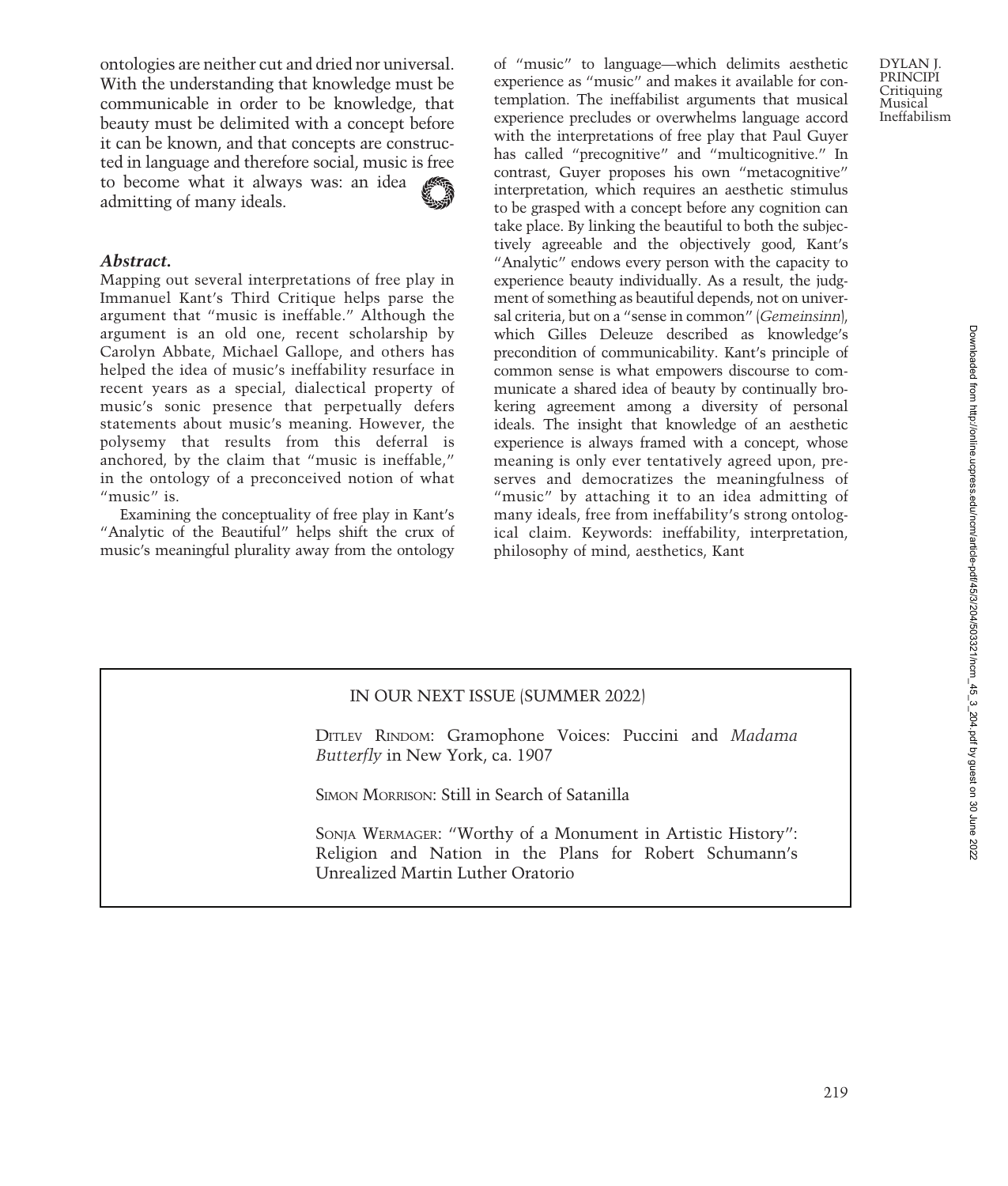ontologies are neither cut and dried nor universal. With the understanding that knowledge must be communicable in order to be knowledge, that beauty must be delimited with a concept before it can be known, and that concepts are constructed in language and therefore social, music is free to become what it always was: an idea admitting of many ideals.

***Abstract.***

Mapping out several interpretations of free play in Immanuel Kant's Third Critique helps parse the argument that "music is ineffable." Although the argument is an old one, recent scholarship by Carolyn Abbate, Michael Gallope, and others has helped the idea of music's ineffability resurface in recent years as a special, dialectical property of music's sonic presence that perpetually defers statements about music's meaning. However, the polysemy that results from this deferral is anchored, by the claim that "music is ineffable," in the ontology of a preconceived notion of what "music" is.

Examining the conceptuality of free play in Kant's "Analytic of the Beautiful" helps shift the crux of music's meaningful plurality away from the ontology of "music" to language—which delimits aesthetic experience as "music" and makes it available for contemplation. The ineffabilist arguments that musical experience precludes or overwhelms language accord with the interpretations of free play that Paul Guyer has called "precognitive" and "multicognitive." In contrast, Guyer proposes his own "metacognitive" interpretation, which requires an aesthetic stimulus to be grasped with a concept before any cognition can take place. By linking the beautiful to both the subjectively agreeable and the objectively good, Kant's "Analytic" endows every person with the capacity to experience beauty individually. As a result, the judgment of something as beautiful depends, not on universal criteria, but on a "sense in common" (*Gemeinsinn*), which Gilles Deleuze described as knowledge's precondition of communicability. Kant's principle of common sense is what empowers discourse to communicate a shared idea of beauty by continually brokering agreement among a diversity of personal ideals. The insight that knowledge of an aesthetic experience is always framed with a concept, whose meaning is only ever tentatively agreed upon, preserves and democratizes the meaningfulness of "music" by attaching it to an idea admitting of many ideals, free from ineffability's strong ontological claim. Keywords: ineffability, interpretation, philosophy of mind, aesthetics, Kant

IN OUR NEXT ISSUE (SUMMER 2022)

Ditlev Rindom: Gramophone Voices: Puccini and *Madama Butterfly* in New York, ca. 1907

Simon Morrison: Still in Search of Satanilla

Sonja Wermager: "Worthy of a Monument in Artistic History": Religion and Nation in the Plans for Robert Schumann's Unrealized Martin Luther Oratorio